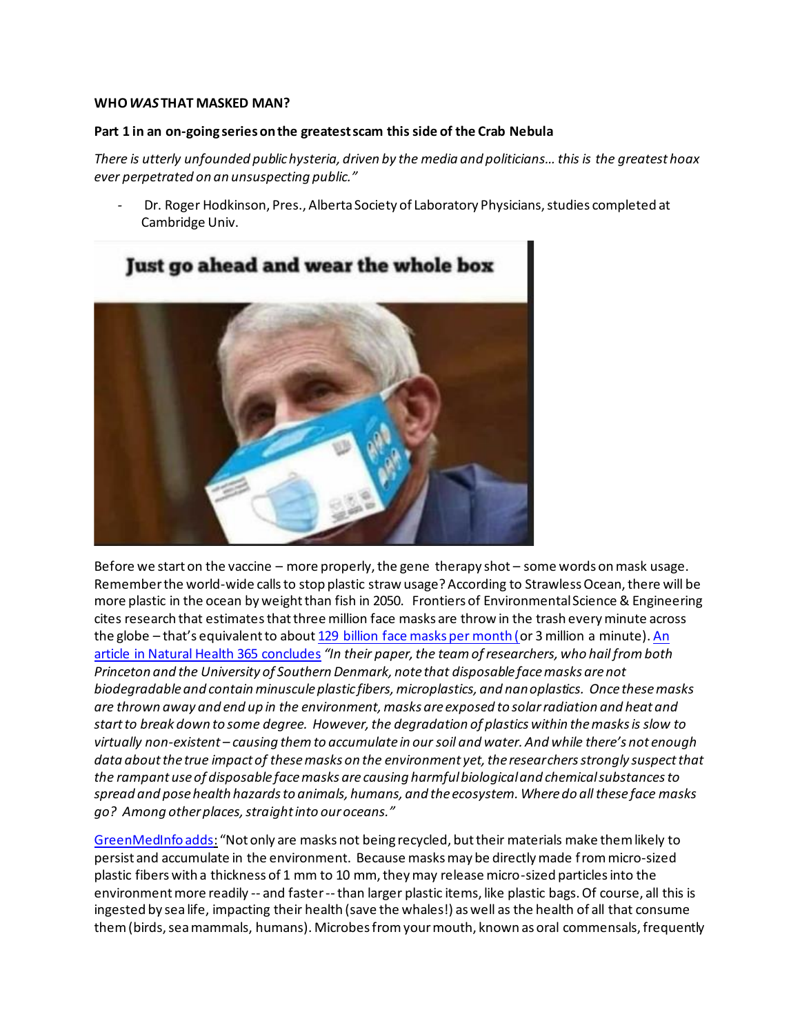**WHO *WAS* THAT MASKED MAN?**

**Part 1 in an on-going series on the greatest scam this side of the Crab Nebula**

*There is utterly unfounded public hysteria, driven by the media and politicians... this is the greatest hoax ever perpetrated on an unsuspecting public."*

- Dr. Roger Hodkinson, Pres., Alberta Society of Laboratory Physicians, studies completed at Cambridge Univ.

Before we start on the vaccine – more properly, the gene therapy shot – some words on mask usage. Remember the world-wide calls to stop plastic straw usage? According to Strawless Ocean, there will be more plastic in the ocean by weight than fish in 2050. Frontiers of Environmental Science & Engineering cites research that estimates that three million face masks are throw in the trash every minute across the globe – that's equivalent to about 129 billion face masks per month (or 3 million a minute). An article in Natural Health 365 concludes *"In their paper, the team of researchers, who hail from both Princeton and the University of Southern Denmark, note that disposable face masks are not biodegradable and contain minuscule plastic fibers, microplastics, and nanoplastics. Once these masks are thrown away and end up in the environment, masks are exposed to solar radiation and heat and start to break down to some degree. However, the degradation of plastics within the masks is slow to virtually non-existent – causing them to accumulate in our soil and water. And while there's not enough data about the true impact of these masks on the environment yet, the researchers strongly suspect that the rampant use of disposable face masks are causing harmful biological and chemical substances to spread and pose health hazards to animals, humans, and the ecosystem. Where do all these face masks go? Among other places, straight into our oceans."*

GreenMedInfo adds: "Not only are masks not being recycled, but their materials make them likely to persist and accumulate in the environment. Because masks may be directly made from micro-sized plastic fibers with a thickness of 1 mm to 10 mm, they may release micro-sized particles into the environment more readily -- and faster -- than larger plastic items, like plastic bags. Of course, all this is ingested by sea life, impacting their health (save the whales!) as well as the health of all that consume them (birds, sea mammals, humans). Microbes from your mouth, known as oral commensals, frequently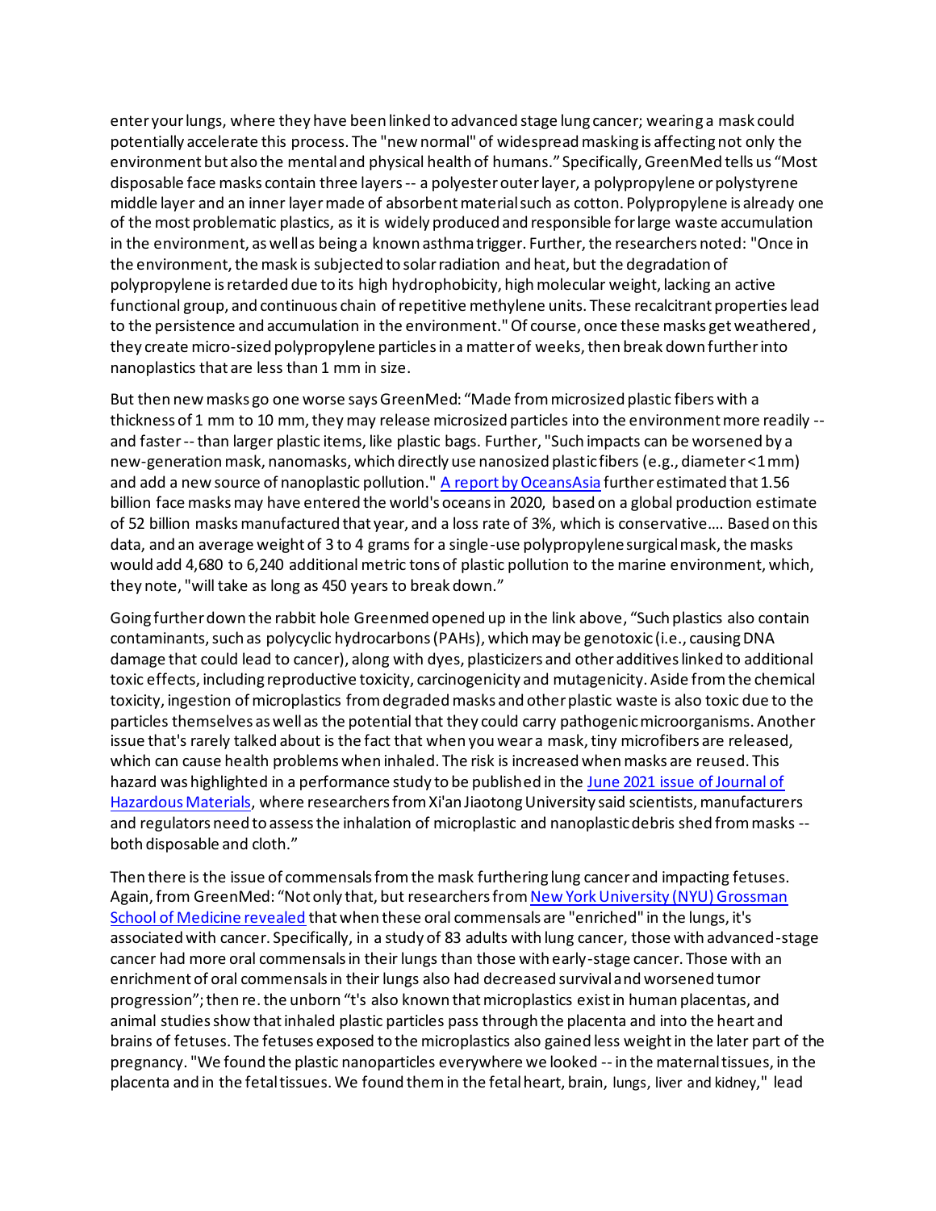enter your lungs, where they have been linked to advanced stage lung cancer; wearing a mask could potentially accelerate this process. The "new normal" of widespread masking is affecting not only the environment but also the mental and physical health of humans." Specifically, GreenMed tells us "Most disposable face masks contain three layers -- a polyester outer layer, a polypropylene or polystyrene middle layer and an inner layer made of absorbent material such as cotton. Polypropylene is already one of the most problematic plastics, as it is widely produced and responsible for large waste accumulation in the environment, as well as being a known asthma trigger. Further, the researchers noted: "Once in the environment, the mask is subjected to solar radiation and heat, but the degradation of polypropylene is retarded due to its high hydrophobicity, high molecular weight, lacking an active functional group, and continuous chain of repetitive methylene units. These recalcitrant properties lead to the persistence and accumulation in the environment." Of course, once these masks get weathered, they create micro-sized polypropylene particles in a matter of weeks, then break down further into nanoplastics that are less than 1 mm in size.

But then new masks go one worse says GreenMed: "Made from microsized plastic fibers with a thickness of 1 mm to 10 mm, they may release microsized particles into the environment more readily -- and faster -- than larger plastic items, like plastic bags. Further, "Such impacts can be worsened by a new-generation mask, nanomasks, which directly use nanosized plastic fibers (e.g., diameter <1 mm) and add a new source of nanoplastic pollution." [A report by OceansAsia]() further estimated that 1.56 billion face masks may have entered the world's oceans in 2020, based on a global production estimate of 52 billion masks manufactured that year, and a loss rate of 3%, which is conservative.... Based on this data, and an average weight of 3 to 4 grams for a single-use polypropylene surgical mask, the masks would add 4,680 to 6,240 additional metric tons of plastic pollution to the marine environment, which, they note, "will take as long as 450 years to break down."

Going further down the rabbit hole Greenmed opened up in the link above, "Such plastics also contain contaminants, such as polycyclic hydrocarbons (PAHs), which may be genotoxic (i.e., causing DNA damage that could lead to cancer), along with dyes, plasticizers and other additives linked to additional toxic effects, including reproductive toxicity, carcinogenicity and mutagenicity. Aside from the chemical toxicity, ingestion of microplastics from degraded masks and other plastic waste is also toxic due to the particles themselves as well as the potential that they could carry pathogenic microorganisms. Another issue that's rarely talked about is the fact that when you wear a mask, tiny microfibers are released, which can cause health problems when inhaled. The risk is increased when masks are reused. This hazard was highlighted in a performance study to be published in the [June 2021 issue of Journal of Hazardous Materials](), where researchers from Xi'an Jiaotong University said scientists, manufacturers and regulators need to assess the inhalation of microplastic and nanoplastic debris shed from masks -- both disposable and cloth."

Then there is the issue of commensals from the mask furthering lung cancer and impacting fetuses. Again, from GreenMed: "Not only that, but researchers from [New York University (NYU) Grossman School of Medicine revealed]() that when these oral commensals are "enriched" in the lungs, it's associated with cancer. Specifically, in a study of 83 adults with lung cancer, those with advanced-stage cancer had more oral commensals in their lungs than those with early-stage cancer. Those with an enrichment of oral commensals in their lungs also had decreased survival and worsened tumor progression"; then re. the unborn "t's also known that microplastics exist in human placentas, and animal studies show that inhaled plastic particles pass through the placenta and into the heart and brains of fetuses. The fetuses exposed to the microplastics also gained less weight in the later part of the pregnancy. "We found the plastic nanoparticles everywhere we looked -- in the maternal tissues, in the placenta and in the fetal tissues. We found them in the fetal heart, brain, lungs, liver and kidney," lead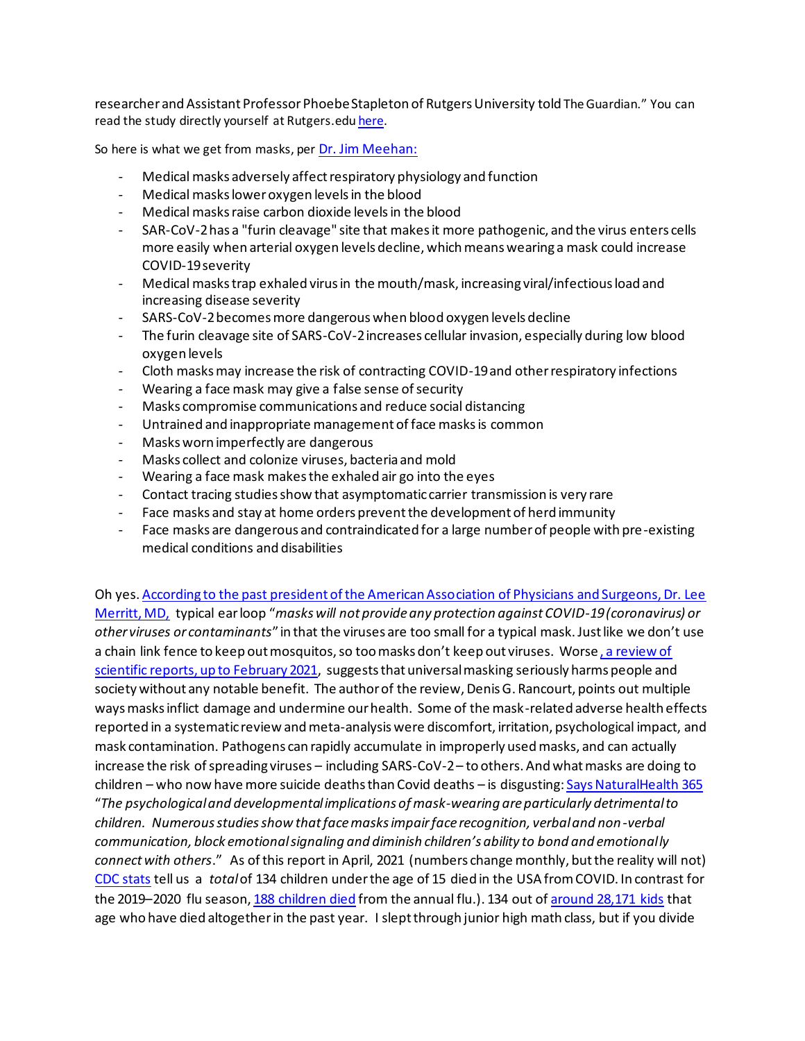researcher and Assistant Professor Phoebe Stapleton of Rutgers University told The Guardian." You can read the study directly yourself at Rutgers.edu [here](#).

So here is what we get from masks, per [Dr. Jim Meehan:](#)

- Medical masks adversely affect respiratory physiology and function
- Medical masks lower oxygen levels in the blood
- Medical masks raise carbon dioxide levels in the blood
- SAR-CoV-2 has a "furin cleavage" site that makes it more pathogenic, and the virus enters cells more easily when arterial oxygen levels decline, which means wearing a mask could increase COVID-19 severity
- Medical masks trap exhaled virus in the mouth/mask, increasing viral/infectious load and increasing disease severity
- SARS-CoV-2 becomes more dangerous when blood oxygen levels decline
- The furin cleavage site of SARS-CoV-2 increases cellular invasion, especially during low blood oxygen levels
- Cloth masks may increase the risk of contracting COVID-19 and other respiratory infections
- Wearing a face mask may give a false sense of security
- Masks compromise communications and reduce social distancing
- Untrained and inappropriate management of face masks is common
- Masks worn imperfectly are dangerous
- Masks collect and colonize viruses, bacteria and mold
- Wearing a face mask makes the exhaled air go into the eyes
- Contact tracing studies show that asymptomatic carrier transmission is very rare
- Face masks and stay at home orders prevent the development of herd immunity
- Face masks are dangerous and contraindicated for a large number of people with pre-existing medical conditions and disabilities

Oh yes. [According to the past president of the American Association of Physicians and Surgeons, Dr. Lee Merritt, MD,](#) typical ear loop "*masks will not provide any protection against COVID-19 (coronavirus) or other viruses or contaminants*" in that the viruses are too small for a typical mask. Just like we don't use a chain link fence to keep out mosquitos, so too masks don't keep out viruses. Worse[, a review of scientific reports, up to February 2021](#), suggests that universal masking seriously harms people and society without any notable benefit. The author of the review, Denis G. Rancourt, points out multiple ways masks inflict damage and undermine our health. Some of the mask-related adverse health effects reported in a systematic review and meta-analysis were discomfort, irritation, psychological impact, and mask contamination. Pathogens can rapidly accumulate in improperly used masks, and can actually increase the risk of spreading viruses – including SARS-CoV-2 – to others. And what masks are doing to children – who now have more suicide deaths than Covid deaths – is disgusting: [Says NaturalHealth 365](#) "*The psychological and developmental implications of mask-wearing are particularly detrimental to children. Numerous studies show that face masks impair face recognition, verbal and non-verbal communication, block emotional signaling and diminish children's ability to bond and emotionally connect with others*." As of this report in April, 2021 (numbers change monthly, but the reality will not) [CDC stats](#) tell us a *total* of 134 children under the age of 15 died in the USA from COVID. In contrast for the 2019–2020 flu season, [188 children died](#) from the annual flu.). 134 out of [around 28,171 kids](#) that age who have died altogether in the past year. I slept through junior high math class, but if you divide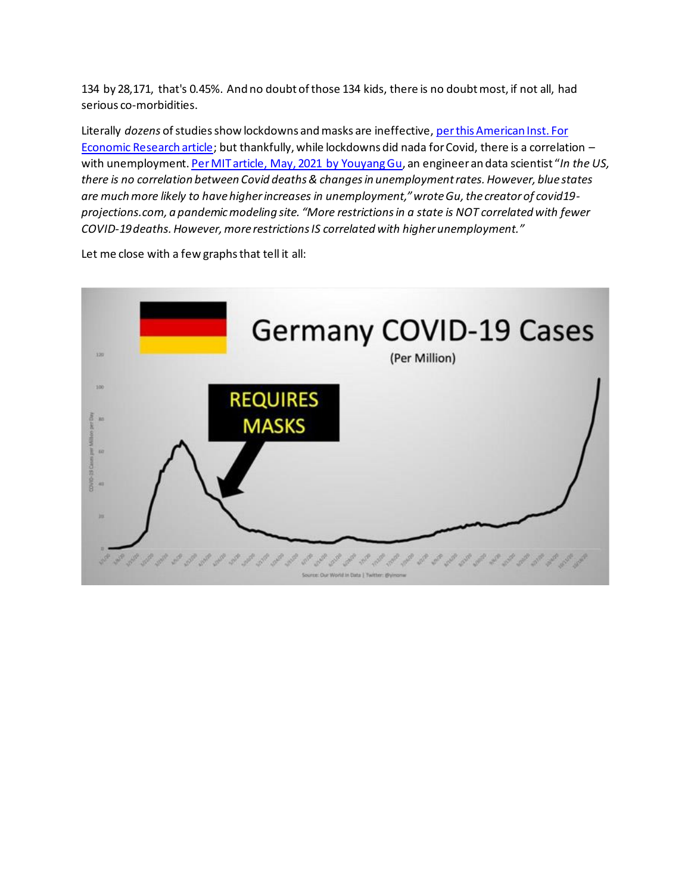134 by 28,171, that's 0.45%. And no doubt of those 134 kids, there is no doubt most, if not all, had serious co-morbidities.

Literally *dozens* of studies show lockdowns and masks are ineffective, per this American Inst. For Economic Research article; but thankfully, while lockdowns did nada for Covid, there is a correlation – with unemployment. Per MIT article, May, 2021 by Youyang Gu, an engineer an data scientist "*In the US, there is no correlation between Covid deaths & changes in unemployment rates. However, blue states are much more likely to have higher increases in unemployment," wrote Gu, the creator of covid19-projections.com, a pandemic modeling site. "More restrictions in a state is NOT correlated with fewer COVID-19 deaths. However, more restrictions IS correlated with higher unemployment."*

Let me close with a few graphs that tell it all: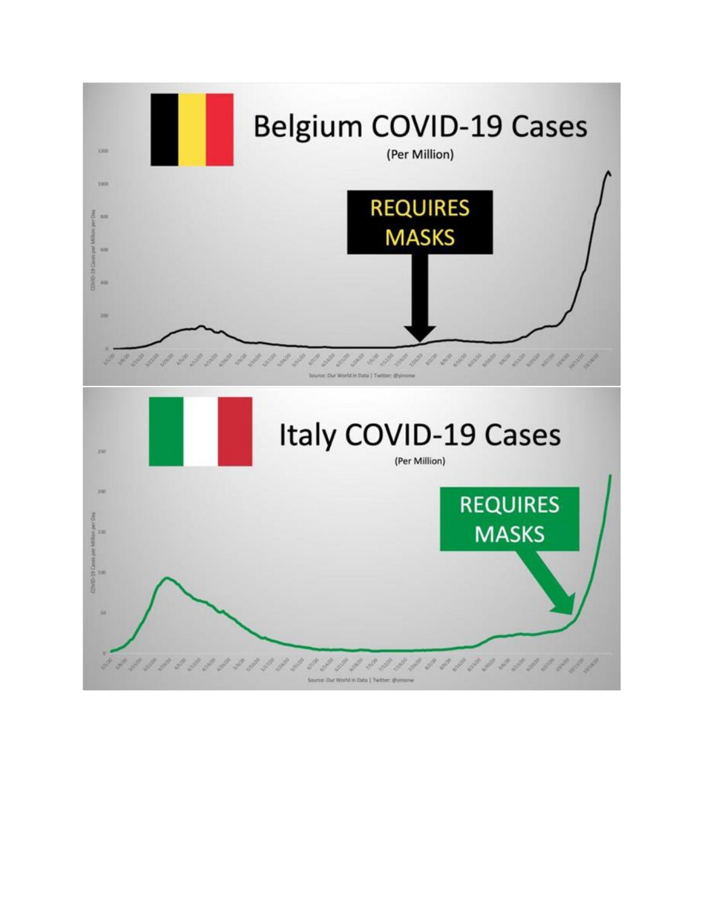# Belgium COVID-19 Cases

(Per Million)

REQUIRES MASKS

Source: Our World in Data | Twitter: @yinonw

# Italy COVID-19 Cases

(Per Million)

REQUIRES MASKS

Source: Our World in Data | Twitter: @yinonw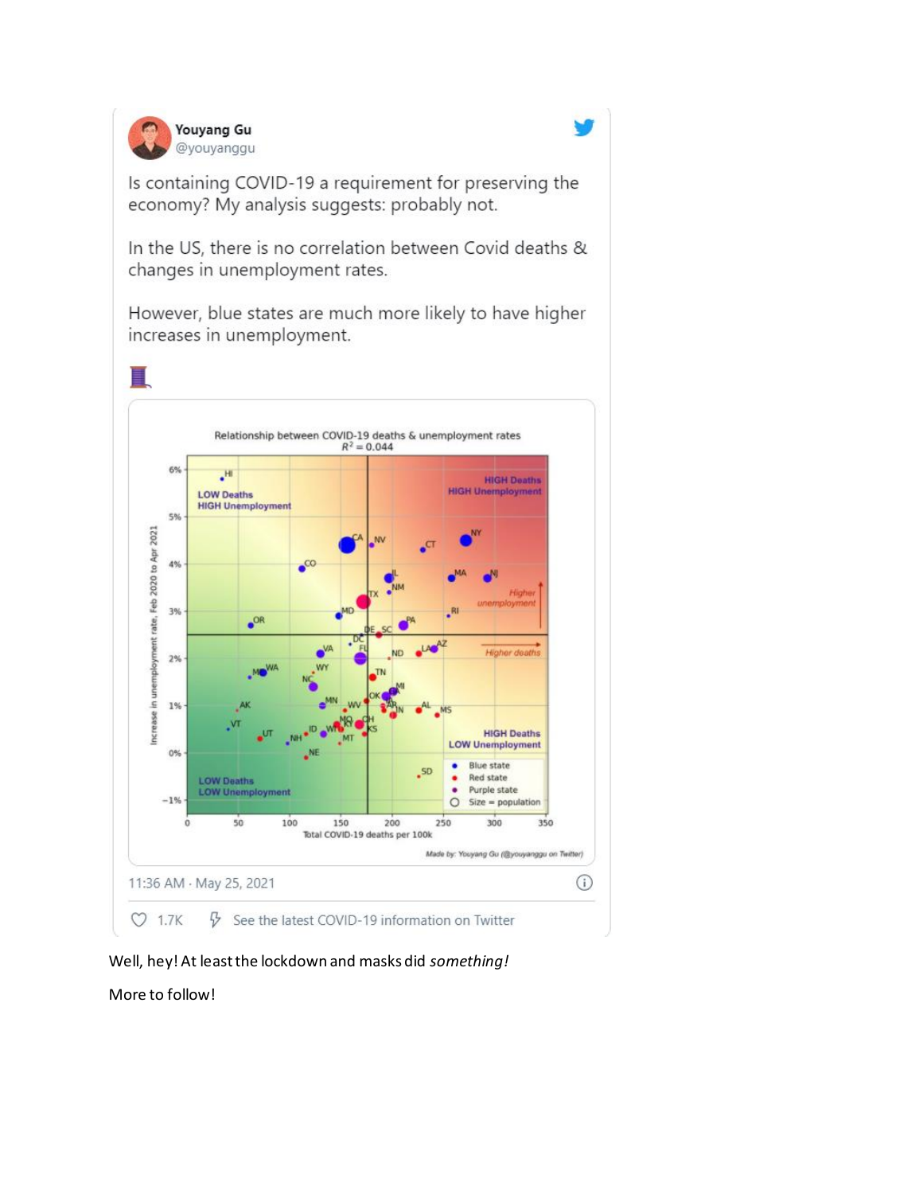**Youyang Gu**
@youyanggu

Is containing COVID-19 a requirement for preserving the economy? My analysis suggests: probably not.

In the US, there is no correlation between Covid deaths & changes in unemployment rates.

However, blue states are much more likely to have higher increases in unemployment.

Relationship between COVID-19 deaths & unemployment rates
$R^2 = 0.044$

LOW Deaths
HIGH Unemployment

HIGH Deaths
HIGH Unemployment

LOW Deaths
LOW Unemployment

HIGH Deaths
LOW Unemployment

Higher unemployment

Higher deaths

Increase in unemployment rate, Feb 2020 to Apr 2021

6%
5%
4%
3%
2%
1%
0%
−1%

HI
CA
NV
CT
NY
CO
IL
MA
NJ
NM
TX
MD
RI
OR
PA
DE
SC
DC
AZ
LA
VA
FL
ND
ME
WA
WY
TN
NC
MI
OK
AK
MN
WV
GA
AR
IN
AL
MS
MO
KY
OH
VT
UT
ID
WI
KS
NH
MT
NE
SD

Blue state
Red state
Purple state
Size = population

0
50
100
150
200
250
300
350

Total COVID-19 deaths per 100k

Made by: Youyang Gu (@youyanggu on Twitter)

11:36 AM · May 25, 2021

1.7K

See the latest COVID-19 information on Twitter

Well, hey! At least the lockdown and masks did *something!*

More to follow!